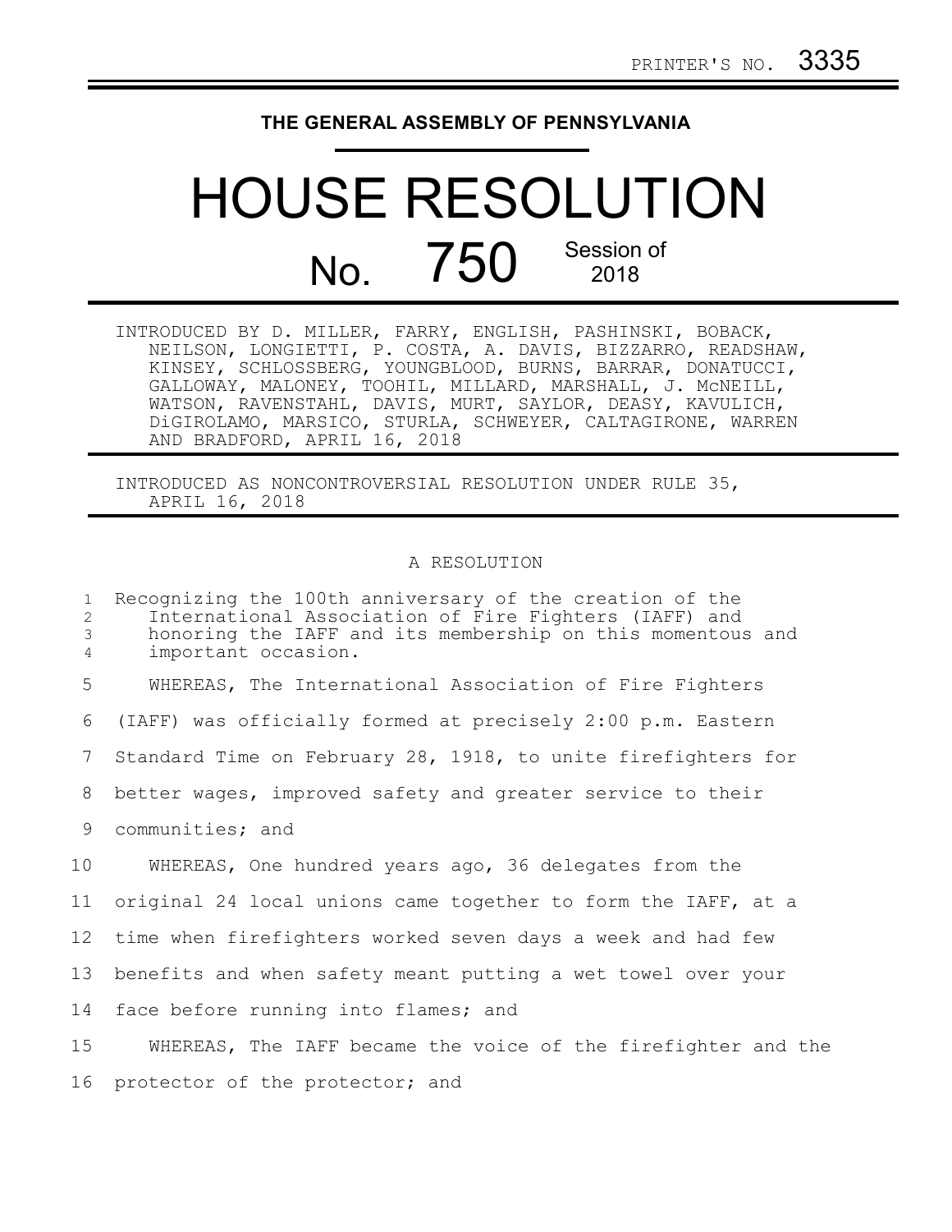PRINTER'S NO. 3335

# THE GENERAL ASSEMBLY OF PENNSYLVANIA

# HOUSE RESOLUTION

## No. 750 Session of 2018

INTRODUCED BY D. MILLER, FARRY, ENGLISH, PASHINSKI, BOBACK, NEILSON, LONGIETTI, P. COSTA, A. DAVIS, BIZZARRO, READSHAW, KINSEY, SCHLOSSBERG, YOUNGBLOOD, BURNS, BARRAR, DONATUCCI, GALLOWAY, MALONEY, TOOHIL, MILLARD, MARSHALL, J. McNEILL, WATSON, RAVENSTAHL, DAVIS, MURT, SAYLOR, DEASY, KAVULICH, DiGIROLAMO, MARSICO, STURLA, SCHWEYER, CALTAGIRONE, WARREN AND BRADFORD, APRIL 16, 2018

INTRODUCED AS NONCONTROVERSIAL RESOLUTION UNDER RULE 35, APRIL 16, 2018

A RESOLUTION

Recognizing the 100th anniversary of the creation of the International Association of Fire Fighters (IAFF) and honoring the IAFF and its membership on this momentous and important occasion.

WHEREAS, The International Association of Fire Fighters (IAFF) was officially formed at precisely 2:00 p.m. Eastern Standard Time on February 28, 1918, to unite firefighters for better wages, improved safety and greater service to their communities; and

WHEREAS, One hundred years ago, 36 delegates from the original 24 local unions came together to form the IAFF, at a time when firefighters worked seven days a week and had few benefits and when safety meant putting a wet towel over your face before running into flames; and

WHEREAS, The IAFF became the voice of the firefighter and the protector of the protector; and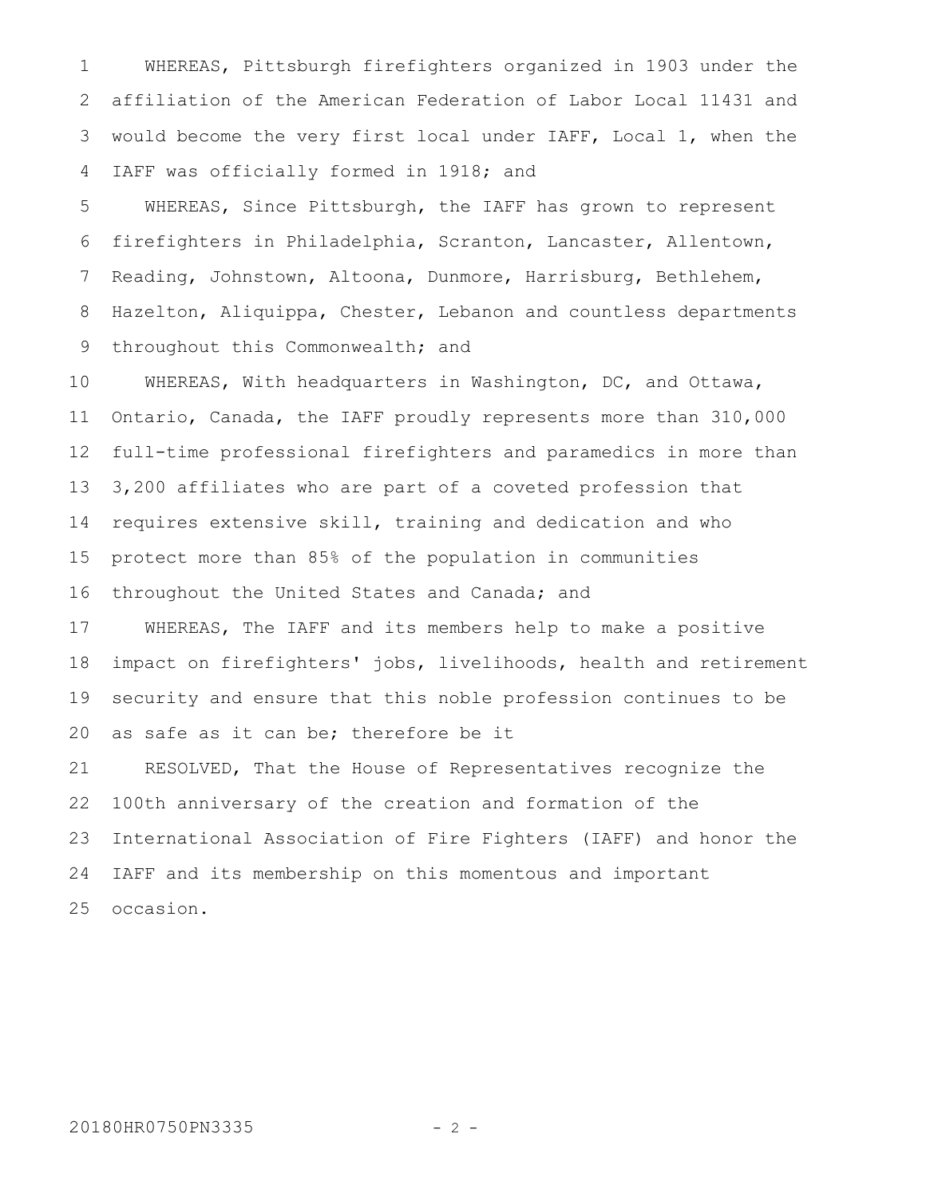WHEREAS, Pittsburgh firefighters organized in 1903 under the affiliation of the American Federation of Labor Local 11431 and would become the very first local under IAFF, Local 1, when the IAFF was officially formed in 1918; and

WHEREAS, Since Pittsburgh, the IAFF has grown to represent firefighters in Philadelphia, Scranton, Lancaster, Allentown, Reading, Johnstown, Altoona, Dunmore, Harrisburg, Bethlehem, Hazelton, Aliquippa, Chester, Lebanon and countless departments throughout this Commonwealth; and

WHEREAS, With headquarters in Washington, DC, and Ottawa, Ontario, Canada, the IAFF proudly represents more than 310,000 full-time professional firefighters and paramedics in more than 3,200 affiliates who are part of a coveted profession that requires extensive skill, training and dedication and who protect more than 85% of the population in communities throughout the United States and Canada; and

WHEREAS, The IAFF and its members help to make a positive impact on firefighters' jobs, livelihoods, health and retirement security and ensure that this noble profession continues to be as safe as it can be; therefore be it

RESOLVED, That the House of Representatives recognize the 100th anniversary of the creation and formation of the International Association of Fire Fighters (IAFF) and honor the IAFF and its membership on this momentous and important occasion.